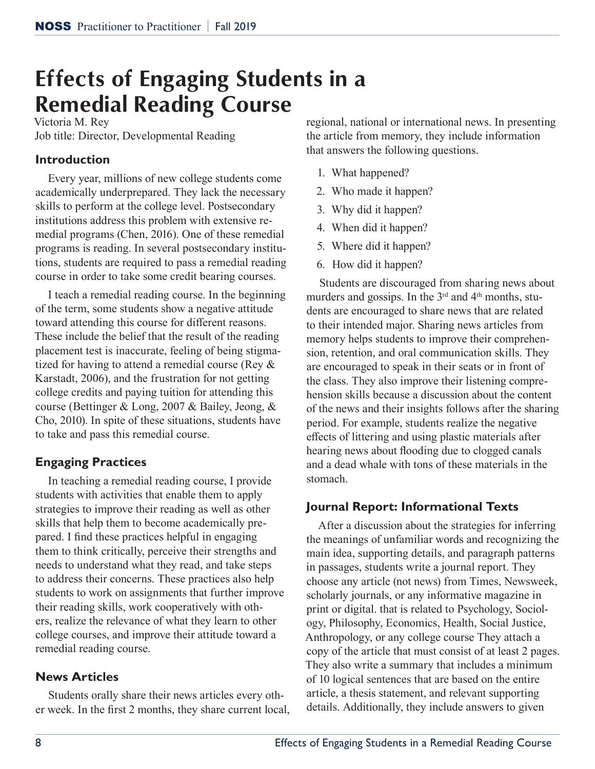# Effects of Engaging Students in a Remedial Reading Course

Victoria M. Rey
Job title: Director, Developmental Reading

## Introduction

Every year, millions of new college students come academically underprepared. They lack the necessary skills to perform at the college level. Postsecondary institutions address this problem with extensive remedial programs (Chen, 2016). One of these remedial programs is reading. In several postsecondary institutions, students are required to pass a remedial reading course in order to take some credit bearing courses.

I teach a remedial reading course. In the beginning of the term, some students show a negative attitude toward attending this course for different reasons. These include the belief that the result of the reading placement test is inaccurate, feeling of being stigmatized for having to attend a remedial course (Rey & Karstadt, 2006), and the frustration for not getting college credits and paying tuition for attending this course (Bettinger & Long, 2007 & Bailey, Jeong, & Cho, 2010). In spite of these situations, students have to take and pass this remedial course.

## Engaging Practices

In teaching a remedial reading course, I provide students with activities that enable them to apply strategies to improve their reading as well as other skills that help them to become academically prepared. I find these practices helpful in engaging them to think critically, perceive their strengths and needs to understand what they read, and take steps to address their concerns. These practices also help students to work on assignments that further improve their reading skills, work cooperatively with others, realize the relevance of what they learn to other college courses, and improve their attitude toward a remedial reading course.

## News Articles

Students orally share their news articles every other week. In the first 2 months, they share current local, regional, national or international news. In presenting the article from memory, they include information that answers the following questions.

1. What happened?
2. Who made it happen?
3. Why did it happen?
4. When did it happen?
5. Where did it happen?
6. How did it happen?

Students are discouraged from sharing news about murders and gossips. In the 3rd and 4th months, students are encouraged to share news that are related to their intended major. Sharing news articles from memory helps students to improve their comprehension, retention, and oral communication skills. They are encouraged to speak in their seats or in front of the class. They also improve their listening comprehension skills because a discussion about the content of the news and their insights follows after the sharing period. For example, students realize the negative effects of littering and using plastic materials after hearing news about flooding due to clogged canals and a dead whale with tons of these materials in the stomach.

## Journal Report: Informational Texts

After a discussion about the strategies for inferring the meanings of unfamiliar words and recognizing the main idea, supporting details, and paragraph patterns in passages, students write a journal report. They choose any article (not news) from Times, Newsweek, scholarly journals, or any informative magazine in print or digital. that is related to Psychology, Sociology, Philosophy, Economics, Health, Social Justice, Anthropology, or any college course They attach a copy of the article that must consist of at least 2 pages. They also write a summary that includes a minimum of 10 logical sentences that are based on the entire article, a thesis statement, and relevant supporting details. Additionally, they include answers to given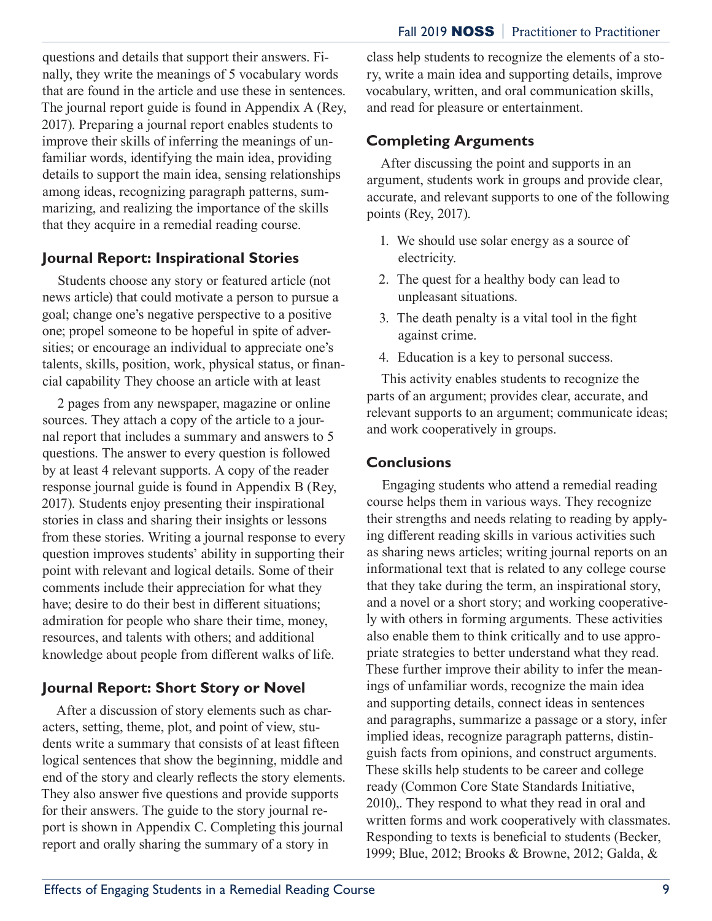questions and details that support their answers. Finally, they write the meanings of 5 vocabulary words that are found in the article and use these in sentences. The journal report guide is found in Appendix A (Rey, 2017). Preparing a journal report enables students to improve their skills of inferring the meanings of unfamiliar words, identifying the main idea, providing details to support the main idea, sensing relationships among ideas, recognizing paragraph patterns, summarizing, and realizing the importance of the skills that they acquire in a remedial reading course.

### Journal Report: Inspirational Stories

Students choose any story or featured article (not news article) that could motivate a person to pursue a goal; change one's negative perspective to a positive one; propel someone to be hopeful in spite of adversities; or encourage an individual to appreciate one's talents, skills, position, work, physical status, or financial capability They choose an article with at least

2 pages from any newspaper, magazine or online sources. They attach a copy of the article to a journal report that includes a summary and answers to 5 questions. The answer to every question is followed by at least 4 relevant supports. A copy of the reader response journal guide is found in Appendix B (Rey, 2017). Students enjoy presenting their inspirational stories in class and sharing their insights or lessons from these stories. Writing a journal response to every question improves students' ability in supporting their point with relevant and logical details. Some of their comments include their appreciation for what they have; desire to do their best in different situations; admiration for people who share their time, money, resources, and talents with others; and additional knowledge about people from different walks of life.

### Journal Report: Short Story or Novel

After a discussion of story elements such as characters, setting, theme, plot, and point of view, students write a summary that consists of at least fifteen logical sentences that show the beginning, middle and end of the story and clearly reflects the story elements. They also answer five questions and provide supports for their answers. The guide to the story journal report is shown in Appendix C. Completing this journal report and orally sharing the summary of a story in class help students to recognize the elements of a story, write a main idea and supporting details, improve vocabulary, written, and oral communication skills, and read for pleasure or entertainment.

### Completing Arguments

After discussing the point and supports in an argument, students work in groups and provide clear, accurate, and relevant supports to one of the following points (Rey, 2017).

1. We should use solar energy as a source of electricity.
2. The quest for a healthy body can lead to unpleasant situations.
3. The death penalty is a vital tool in the fight against crime.
4. Education is a key to personal success.

This activity enables students to recognize the parts of an argument; provides clear, accurate, and relevant supports to an argument; communicate ideas; and work cooperatively in groups.

### Conclusions

Engaging students who attend a remedial reading course helps them in various ways. They recognize their strengths and needs relating to reading by applying different reading skills in various activities such as sharing news articles; writing journal reports on an informational text that is related to any college course that they take during the term, an inspirational story, and a novel or a short story; and working cooperatively with others in forming arguments. These activities also enable them to think critically and to use appropriate strategies to better understand what they read. These further improve their ability to infer the meanings of unfamiliar words, recognize the main idea and supporting details, connect ideas in sentences and paragraphs, summarize a passage or a story, infer implied ideas, recognize paragraph patterns, distinguish facts from opinions, and construct arguments. These skills help students to be career and college ready (Common Core State Standards Initiative, 2010),. They respond to what they read in oral and written forms and work cooperatively with classmates. Responding to texts is beneficial to students (Becker, 1999; Blue, 2012; Brooks & Browne, 2012; Galda, &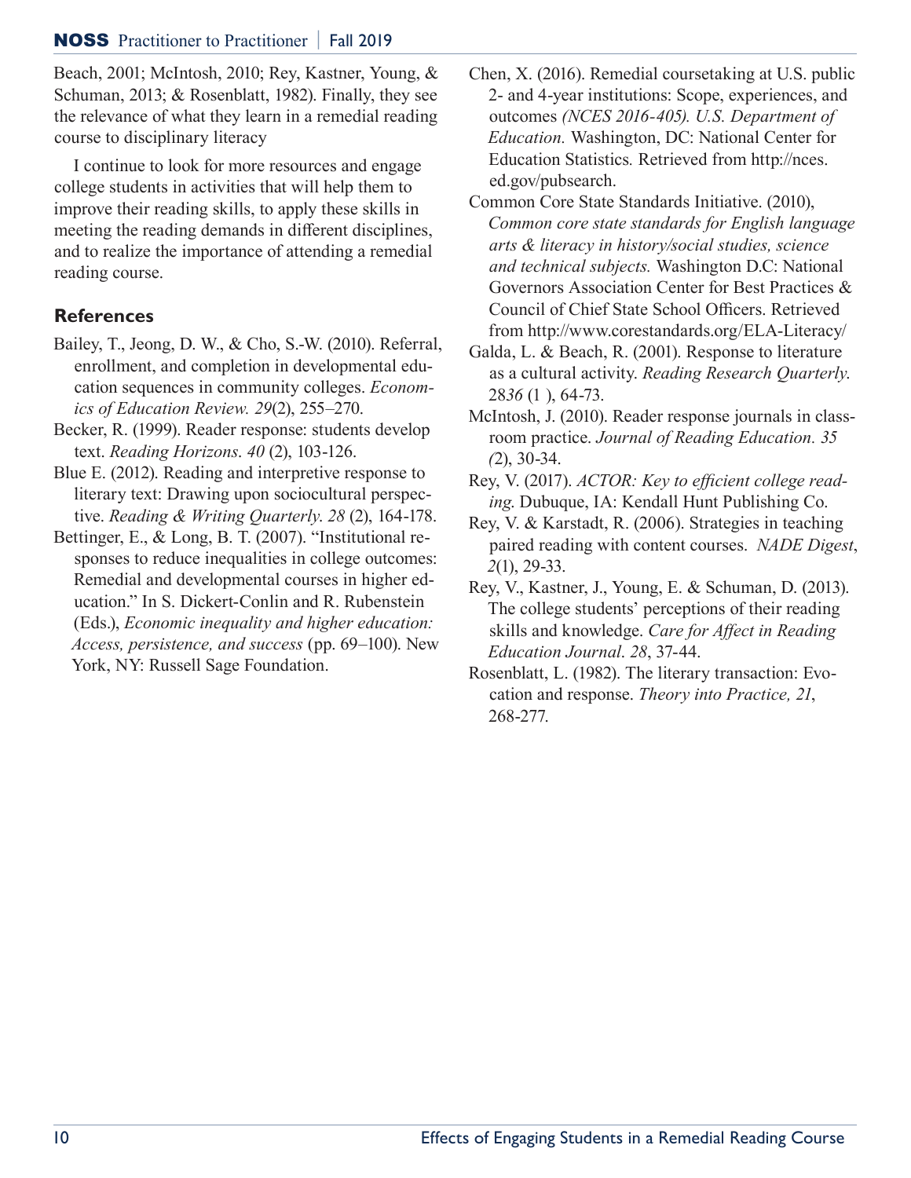Beach, 2001; McIntosh, 2010; Rey, Kastner, Young, & Schuman, 2013; & Rosenblatt, 1982). Finally, they see the relevance of what they learn in a remedial reading course to disciplinary literacy

I continue to look for more resources and engage college students in activities that will help them to improve their reading skills, to apply these skills in meeting the reading demands in different disciplines, and to realize the importance of attending a remedial reading course.

## References

Bailey, T., Jeong, D. W., & Cho, S.-W. (2010). Referral, enrollment, and completion in developmental education sequences in community colleges. *Economics of Education Review. 29*(2), 255–270.

Becker, R. (1999). Reader response: students develop text. *Reading Horizons*. *40* (2), 103-126.

Blue E. (2012). Reading and interpretive response to literary text: Drawing upon sociocultural perspective. *Reading & Writing Quarterly*. *28* (2), 164-178.

Bettinger, E., & Long, B. T. (2007). "Institutional responses to reduce inequalities in college outcomes: Remedial and developmental courses in higher education." In S. Dickert-Conlin and R. Rubenstein (Eds.), *Economic inequality and higher education: Access, persistence, and success* (pp. 69–100). New York, NY: Russell Sage Foundation.

Chen, X. (2016). Remedial coursetaking at U.S. public 2- and 4-year institutions: Scope, experiences, and outcomes *(NCES 2016-405). U.S. Department of Education.* Washington, DC: National Center for Education Statistics. Retrieved from http://nces.ed.gov/pubsearch.

Common Core State Standards Initiative. (2010), *Common core state standards for English language arts & literacy in history/social studies, science and technical subjects.* Washington D.C: National Governors Association Center for Best Practices & Council of Chief State School Officers. Retrieved from http://www.corestandards.org/ELA-Literacy/

Galda, L. & Beach, R. (2001). Response to literature as a cultural activity. *Reading Research Quarterly*. 28*36* (1 ), 64-73.

McIntosh, J. (2010). Reader response journals in classroom practice. *Journal of Reading Education*. *35 (*2), 30-34.

Rey, V. (2017). *ACTOR: Key to efficient college reading*. Dubuque, IA: Kendall Hunt Publishing Co.

Rey, V. & Karstadt, R. (2006). Strategies in teaching paired reading with content courses. *NADE Digest*, *2*(1), 29-33.

Rey, V., Kastner, J., Young, E. & Schuman, D. (2013). The college students' perceptions of their reading skills and knowledge. *Care for Affect in Reading Education Journal*. *28*, 37-44.

Rosenblatt, L. (1982). The literary transaction: Evocation and response. *Theory into Practice, 21*, 268-277.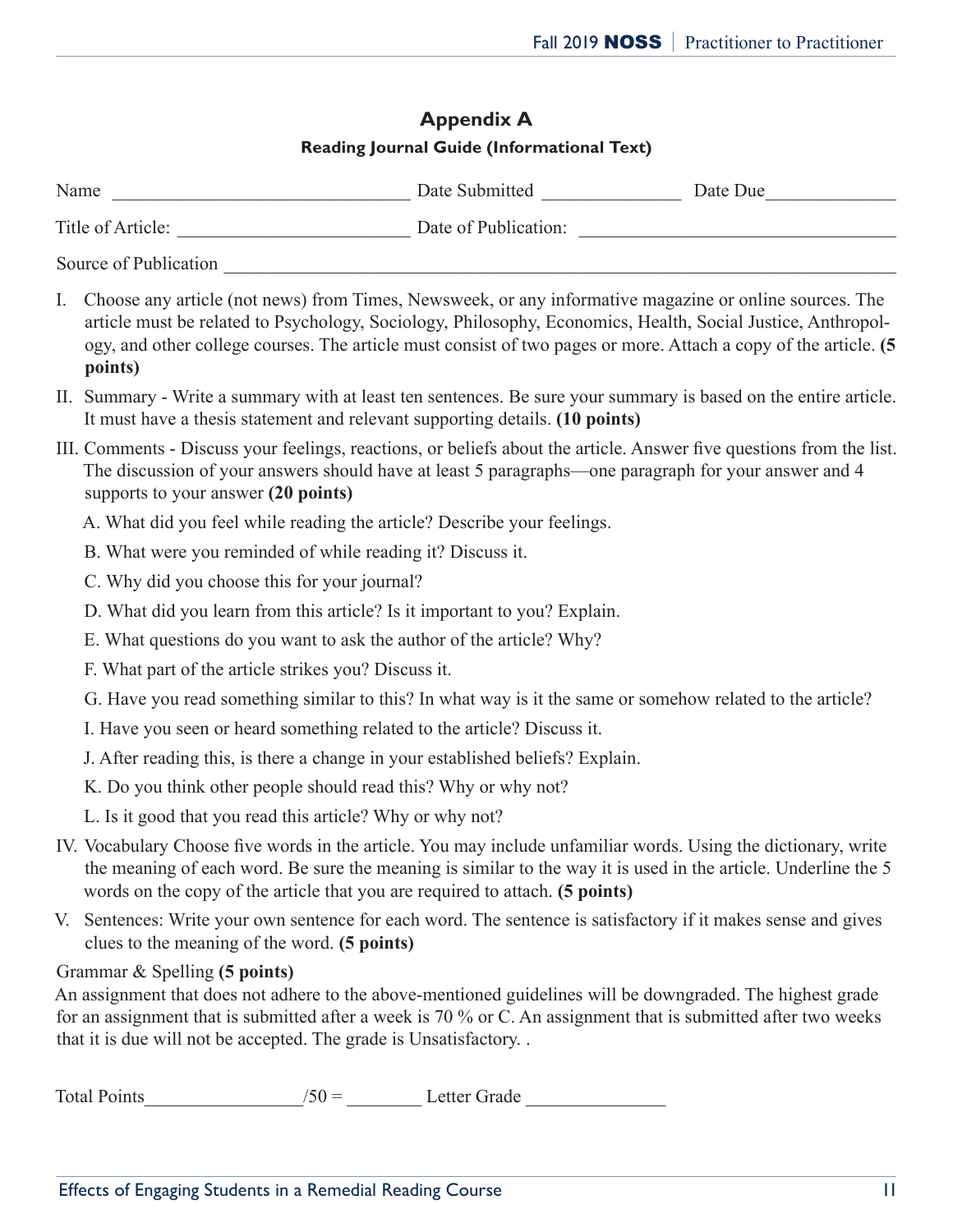## Appendix A

### Reading Journal Guide (Informational Text)

Name ________________________________ Date Submitted _______________ Date Due______________

Title of Article: ________________________ Date of Publication: __________________________________

Source of Publication ___________________________________________________________________________

I. Choose any article (not news) from Times, Newsweek, or any informative magazine or online sources. The article must be related to Psychology, Sociology, Philosophy, Economics, Health, Social Justice, Anthropology, and other college courses. The article must consist of two pages or more. Attach a copy of the article. **(5 points)**

II. Summary - Write a summary with at least ten sentences. Be sure your summary is based on the entire article. It must have a thesis statement and relevant supporting details. **(10 points)**

III. Comments - Discuss your feelings, reactions, or beliefs about the article. Answer five questions from the list. The discussion of your answers should have at least 5 paragraphs—one paragraph for your answer and 4 supports to your answer **(20 points)**

  A. What did you feel while reading the article? Describe your feelings.

  B. What were you reminded of while reading it? Discuss it.

  C. Why did you choose this for your journal?

  D. What did you learn from this article? Is it important to you? Explain.

  E. What questions do you want to ask the author of the article? Why?

  F. What part of the article strikes you? Discuss it.

  G. Have you read something similar to this? In what way is it the same or somehow related to the article?

  I. Have you seen or heard something related to the article? Discuss it.

  J. After reading this, is there a change in your established beliefs? Explain.

  K. Do you think other people should read this? Why or why not?

  L. Is it good that you read this article? Why or why not?

IV. Vocabulary Choose five words in the article. You may include unfamiliar words. Using the dictionary, write the meaning of each word. Be sure the meaning is similar to the way it is used in the article. Underline the 5 words on the copy of the article that you are required to attach. **(5 points)**

V. Sentences: Write your own sentence for each word. The sentence is satisfactory if it makes sense and gives clues to the meaning of the word. **(5 points)**

Grammar & Spelling **(5 points)**

An assignment that does not adhere to the above-mentioned guidelines will be downgraded. The highest grade for an assignment that is submitted after a week is 70 % or C. An assignment that is submitted after two weeks that it is due will not be accepted. The grade is Unsatisfactory. .

Total Points________________/50 = ________ Letter Grade _______________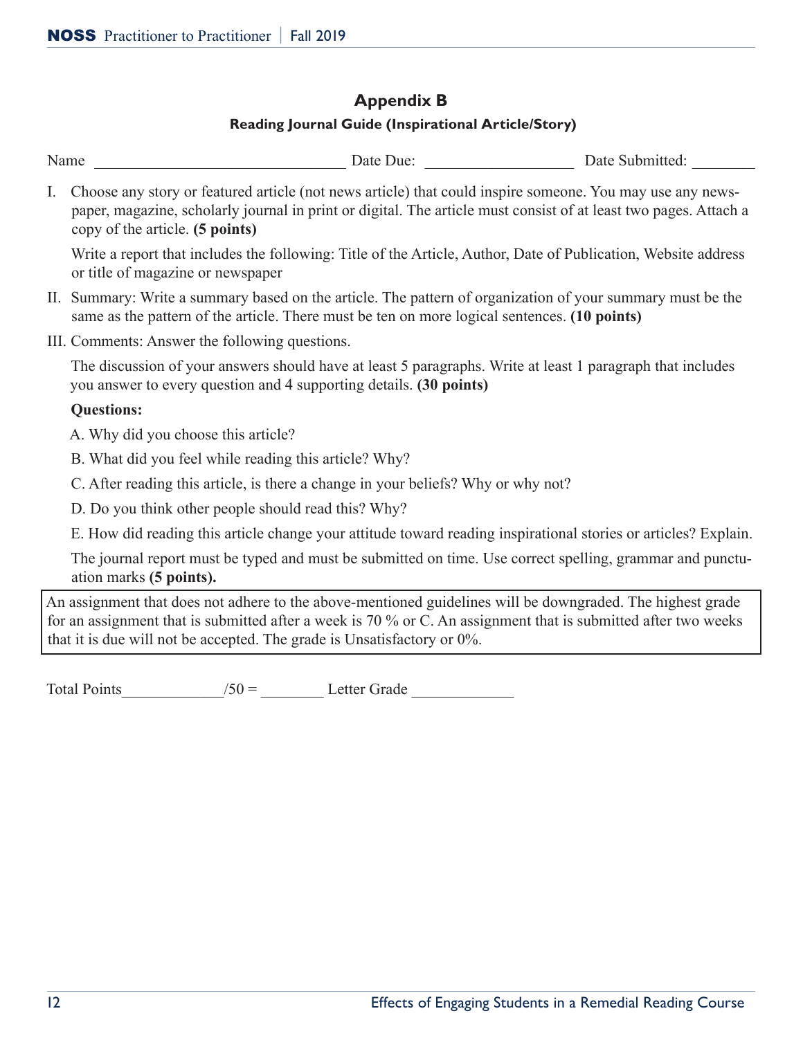## Appendix B

### Reading Journal Guide (Inspirational Article/Story)

Name ________________________________ Date Due: ___________________ Date Submitted: ________

I. Choose any story or featured article (not news article) that could inspire someone. You may use any newspaper, magazine, scholarly journal in print or digital. The article must consist of at least two pages. Attach a copy of the article. **(5 points)**

   Write a report that includes the following: Title of the Article, Author, Date of Publication, Website address or title of magazine or newspaper

II. Summary: Write a summary based on the article. The pattern of organization of your summary must be the same as the pattern of the article. There must be ten on more logical sentences. **(10 points)**

III. Comments: Answer the following questions.

   The discussion of your answers should have at least 5 paragraphs. Write at least 1 paragraph that includes you answer to every question and 4 supporting details. **(30 points)**

   **Questions:**

   A. Why did you choose this article?

   B. What did you feel while reading this article? Why?

   C. After reading this article, is there a change in your beliefs? Why or why not?

   D. Do you think other people should read this? Why?

   E. How did reading this article change your attitude toward reading inspirational stories or articles? Explain.

   The journal report must be typed and must be submitted on time. Use correct spelling, grammar and punctuation marks **(5 points).**

An assignment that does not adhere to the above-mentioned guidelines will be downgraded. The highest grade for an assignment that is submitted after a week is 70 % or C. An assignment that is submitted after two weeks that it is due will not be accepted. The grade is Unsatisfactory or 0%.

Total Points_____________/50 = ________ Letter Grade _____________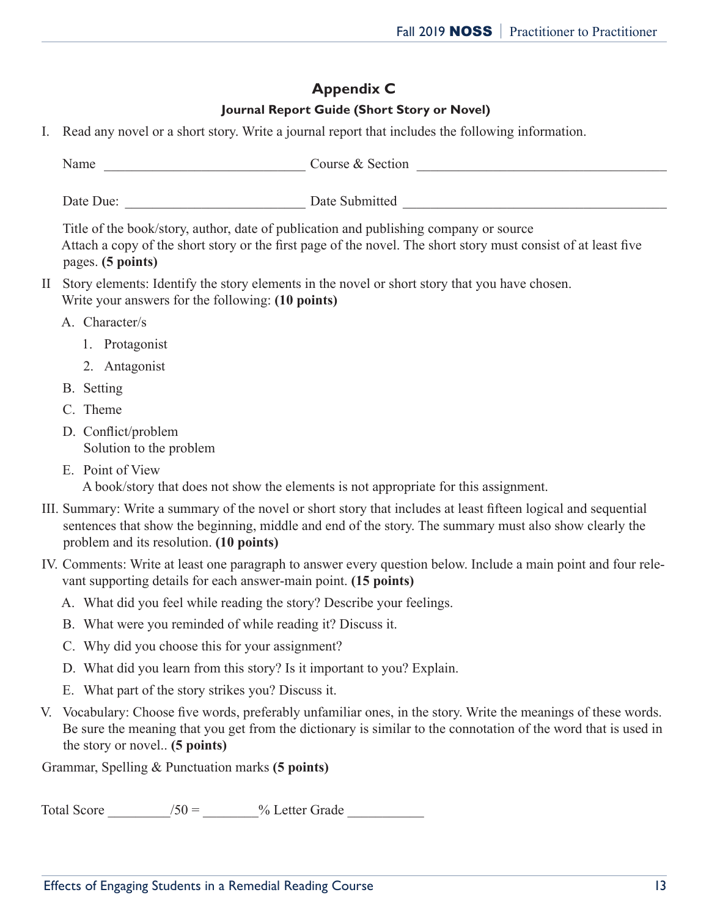## Appendix C

### Journal Report Guide (Short Story or Novel)

I. Read any novel or a short story. Write a journal report that includes the following information.

Name ____________________________ Course & Section ___________________________________

Date Due: _________________________ Date Submitted _____________________________________

Title of the book/story, author, date of publication and publishing company or source
Attach a copy of the short story or the first page of the novel. The short story must consist of at least five pages. **(5 points)**

II Story elements: Identify the story elements in the novel or short story that you have chosen.
Write your answers for the following: **(10 points)**

A. Character/s
   1. Protagonist
   2. Antagonist

B. Setting

C. Theme

D. Conflict/problem
   Solution to the problem

E. Point of View
   A book/story that does not show the elements is not appropriate for this assignment.

III. Summary: Write a summary of the novel or short story that includes at least fifteen logical and sequential sentences that show the beginning, middle and end of the story. The summary must also show clearly the problem and its resolution. **(10 points)**

IV. Comments: Write at least one paragraph to answer every question below. Include a main point and four relevant supporting details for each answer-main point. **(15 points)**

A. What did you feel while reading the story? Describe your feelings.

B. What were you reminded of while reading it? Discuss it.

C. Why did you choose this for your assignment?

D. What did you learn from this story? Is it important to you? Explain.

E. What part of the story strikes you? Discuss it.

V. Vocabulary: Choose five words, preferably unfamiliar ones, in the story. Write the meanings of these words. Be sure the meaning that you get from the dictionary is similar to the connotation of the word that is used in the story or novel.. **(5 points)**

Grammar, Spelling & Punctuation marks **(5 points)**

Total Score _________/50 = ________% Letter Grade ___________